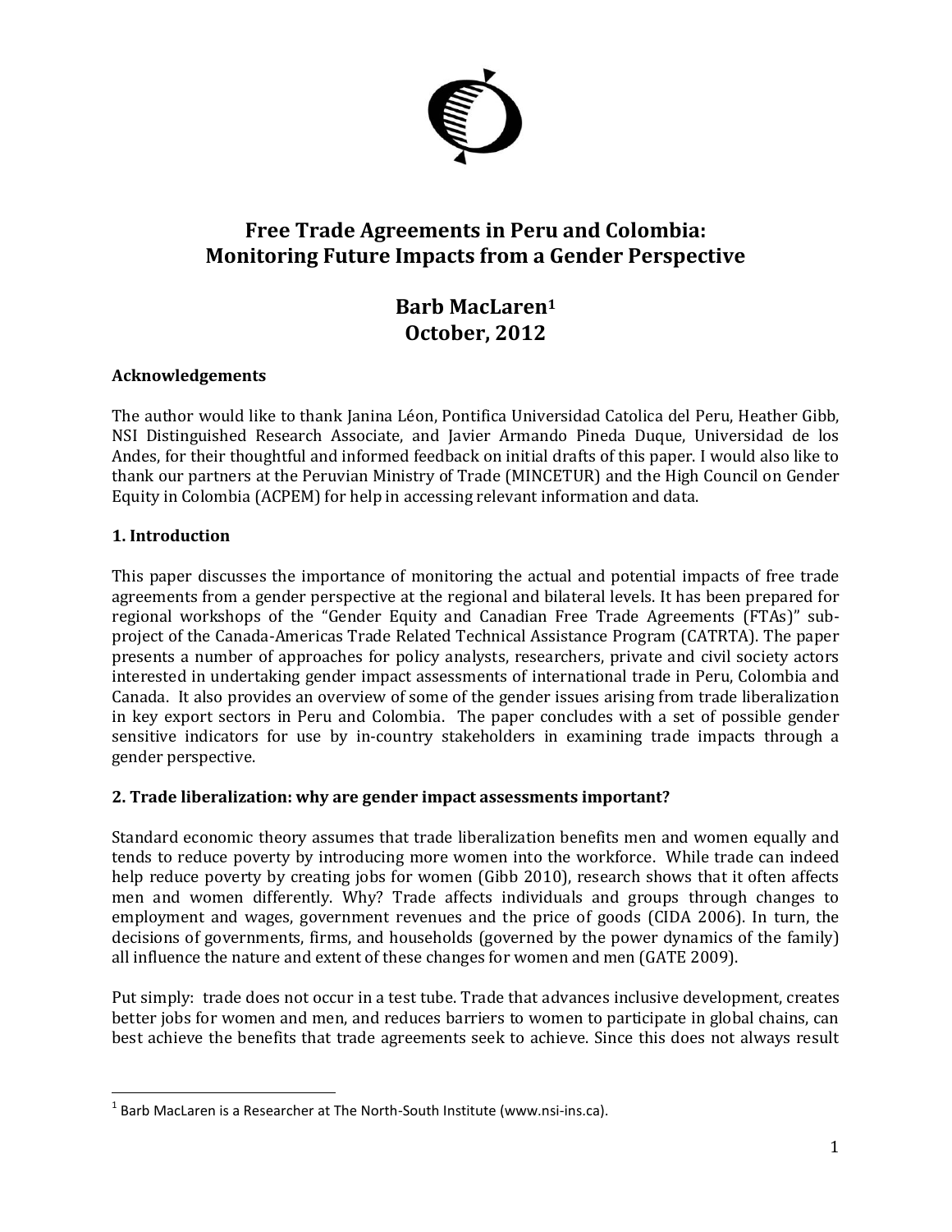# Free Trade Agreements in Peru and Colombia: Monitoring Future Impacts from a Gender Perspective

## Barb MacLaren[1]
## October, 2012

**Acknowledgements**

The author would like to thank Janina Léon, Pontifica Universidad Catolica del Peru, Heather Gibb, NSI Distinguished Research Associate, and Javier Armando Pineda Duque, Universidad de los Andes, for their thoughtful and informed feedback on initial drafts of this paper. I would also like to thank our partners at the Peruvian Ministry of Trade (MINCETUR) and the High Council on Gender Equity in Colombia (ACPEM) for help in accessing relevant information and data.

**1. Introduction**

This paper discusses the importance of monitoring the actual and potential impacts of free trade agreements from a gender perspective at the regional and bilateral levels. It has been prepared for regional workshops of the "Gender Equity and Canadian Free Trade Agreements (FTAs)" sub-project of the Canada-Americas Trade Related Technical Assistance Program (CATRTA). The paper presents a number of approaches for policy analysts, researchers, private and civil society actors interested in undertaking gender impact assessments of international trade in Peru, Colombia and Canada. It also provides an overview of some of the gender issues arising from trade liberalization in key export sectors in Peru and Colombia. The paper concludes with a set of possible gender sensitive indicators for use by in-country stakeholders in examining trade impacts through a gender perspective.

**2. Trade liberalization: why are gender impact assessments important?**

Standard economic theory assumes that trade liberalization benefits men and women equally and tends to reduce poverty by introducing more women into the workforce. While trade can indeed help reduce poverty by creating jobs for women (Gibb 2010), research shows that it often affects men and women differently. Why? Trade affects individuals and groups through changes to employment and wages, government revenues and the price of goods (CIDA 2006). In turn, the decisions of governments, firms, and households (governed by the power dynamics of the family) all influence the nature and extent of these changes for women and men (GATE 2009).

Put simply: trade does not occur in a test tube. Trade that advances inclusive development, creates better jobs for women and men, and reduces barriers to women to participate in global chains, can best achieve the benefits that trade agreements seek to achieve. Since this does not always result

[1] Barb MacLaren is a Researcher at The North-South Institute (www.nsi-ins.ca).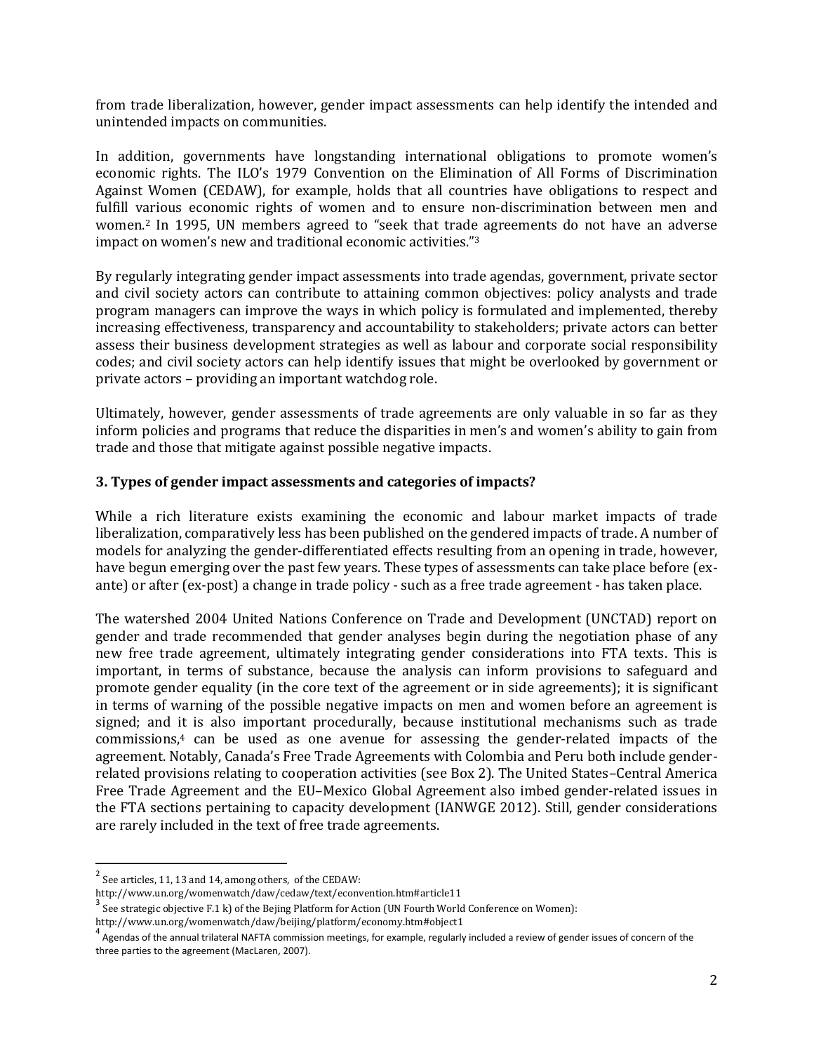from trade liberalization, however, gender impact assessments can help identify the intended and unintended impacts on communities.

In addition, governments have longstanding international obligations to promote women's economic rights. The ILO's 1979 Convention on the Elimination of All Forms of Discrimination Against Women (CEDAW), for example, holds that all countries have obligations to respect and fulfill various economic rights of women and to ensure non-discrimination between men and women.[2] In 1995, UN members agreed to "seek that trade agreements do not have an adverse impact on women's new and traditional economic activities."[3]

By regularly integrating gender impact assessments into trade agendas, government, private sector and civil society actors can contribute to attaining common objectives: policy analysts and trade program managers can improve the ways in which policy is formulated and implemented, thereby increasing effectiveness, transparency and accountability to stakeholders; private actors can better assess their business development strategies as well as labour and corporate social responsibility codes; and civil society actors can help identify issues that might be overlooked by government or private actors – providing an important watchdog role.

Ultimately, however, gender assessments of trade agreements are only valuable in so far as they inform policies and programs that reduce the disparities in men's and women's ability to gain from trade and those that mitigate against possible negative impacts.

### 3. Types of gender impact assessments and categories of impacts?

While a rich literature exists examining the economic and labour market impacts of trade liberalization, comparatively less has been published on the gendered impacts of trade. A number of models for analyzing the gender-differentiated effects resulting from an opening in trade, however, have begun emerging over the past few years. These types of assessments can take place before (ex-ante) or after (ex-post) a change in trade policy - such as a free trade agreement - has taken place.

The watershed 2004 United Nations Conference on Trade and Development (UNCTAD) report on gender and trade recommended that gender analyses begin during the negotiation phase of any new free trade agreement, ultimately integrating gender considerations into FTA texts. This is important, in terms of substance, because the analysis can inform provisions to safeguard and promote gender equality (in the core text of the agreement or in side agreements); it is significant in terms of warning of the possible negative impacts on men and women before an agreement is signed; and it is also important procedurally, because institutional mechanisms such as trade commissions,[4] can be used as one avenue for assessing the gender-related impacts of the agreement. Notably, Canada's Free Trade Agreements with Colombia and Peru both include gender-related provisions relating to cooperation activities (see Box 2). The United States–Central America Free Trade Agreement and the EU–Mexico Global Agreement also imbed gender-related issues in the FTA sections pertaining to capacity development (IANWGE 2012). Still, gender considerations are rarely included in the text of free trade agreements.

---

[2] See articles, 11, 13 and 14, among others, of the CEDAW: http://www.un.org/womenwatch/daw/cedaw/text/econvention.htm#article11

[3] See strategic objective F.1 k) of the Bejing Platform for Action (UN Fourth World Conference on Women): http://www.un.org/womenwatch/daw/beijing/platform/economy.htm#object1

[4] Agendas of the annual trilateral NAFTA commission meetings, for example, regularly included a review of gender issues of concern of the three parties to the agreement (MacLaren, 2007).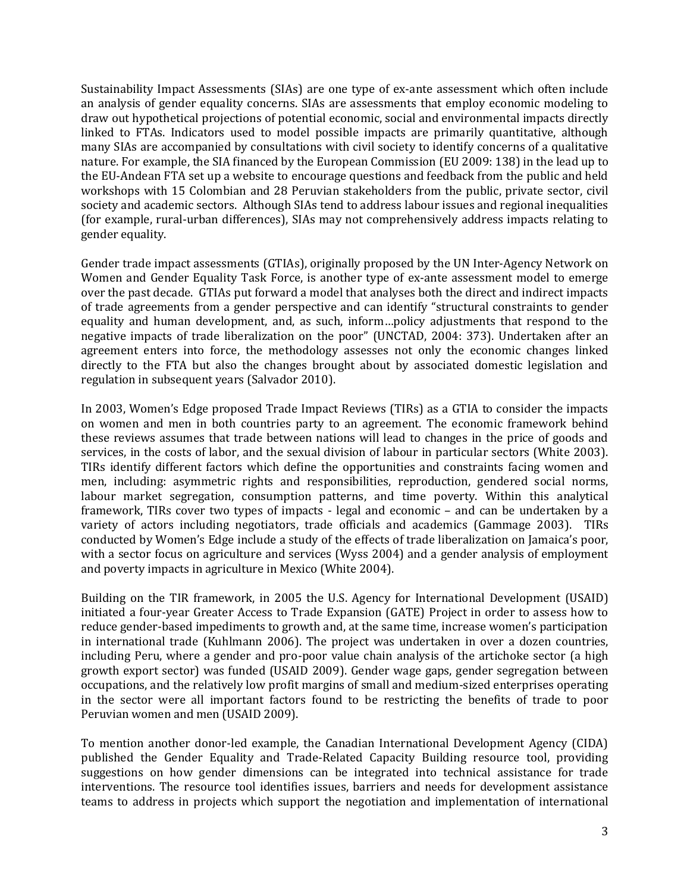Sustainability Impact Assessments (SIAs) are one type of ex-ante assessment which often include an analysis of gender equality concerns. SIAs are assessments that employ economic modeling to draw out hypothetical projections of potential economic, social and environmental impacts directly linked to FTAs. Indicators used to model possible impacts are primarily quantitative, although many SIAs are accompanied by consultations with civil society to identify concerns of a qualitative nature. For example, the SIA financed by the European Commission (EU 2009: 138) in the lead up to the EU-Andean FTA set up a website to encourage questions and feedback from the public and held workshops with 15 Colombian and 28 Peruvian stakeholders from the public, private sector, civil society and academic sectors. Although SIAs tend to address labour issues and regional inequalities (for example, rural-urban differences), SIAs may not comprehensively address impacts relating to gender equality.

Gender trade impact assessments (GTIAs), originally proposed by the UN Inter-Agency Network on Women and Gender Equality Task Force, is another type of ex-ante assessment model to emerge over the past decade. GTIAs put forward a model that analyses both the direct and indirect impacts of trade agreements from a gender perspective and can identify "structural constraints to gender equality and human development, and, as such, inform…policy adjustments that respond to the negative impacts of trade liberalization on the poor" (UNCTAD, 2004: 373). Undertaken after an agreement enters into force, the methodology assesses not only the economic changes linked directly to the FTA but also the changes brought about by associated domestic legislation and regulation in subsequent years (Salvador 2010).

In 2003, Women's Edge proposed Trade Impact Reviews (TIRs) as a GTIA to consider the impacts on women and men in both countries party to an agreement. The economic framework behind these reviews assumes that trade between nations will lead to changes in the price of goods and services, in the costs of labor, and the sexual division of labour in particular sectors (White 2003). TIRs identify different factors which define the opportunities and constraints facing women and men, including: asymmetric rights and responsibilities, reproduction, gendered social norms, labour market segregation, consumption patterns, and time poverty. Within this analytical framework, TIRs cover two types of impacts - legal and economic – and can be undertaken by a variety of actors including negotiators, trade officials and academics (Gammage 2003). TIRs conducted by Women's Edge include a study of the effects of trade liberalization on Jamaica's poor, with a sector focus on agriculture and services (Wyss 2004) and a gender analysis of employment and poverty impacts in agriculture in Mexico (White 2004).

Building on the TIR framework, in 2005 the U.S. Agency for International Development (USAID) initiated a four-year Greater Access to Trade Expansion (GATE) Project in order to assess how to reduce gender-based impediments to growth and, at the same time, increase women's participation in international trade (Kuhlmann 2006). The project was undertaken in over a dozen countries, including Peru, where a gender and pro-poor value chain analysis of the artichoke sector (a high growth export sector) was funded (USAID 2009). Gender wage gaps, gender segregation between occupations, and the relatively low profit margins of small and medium-sized enterprises operating in the sector were all important factors found to be restricting the benefits of trade to poor Peruvian women and men (USAID 2009).

To mention another donor-led example, the Canadian International Development Agency (CIDA) published the Gender Equality and Trade-Related Capacity Building resource tool, providing suggestions on how gender dimensions can be integrated into technical assistance for trade interventions. The resource tool identifies issues, barriers and needs for development assistance teams to address in projects which support the negotiation and implementation of international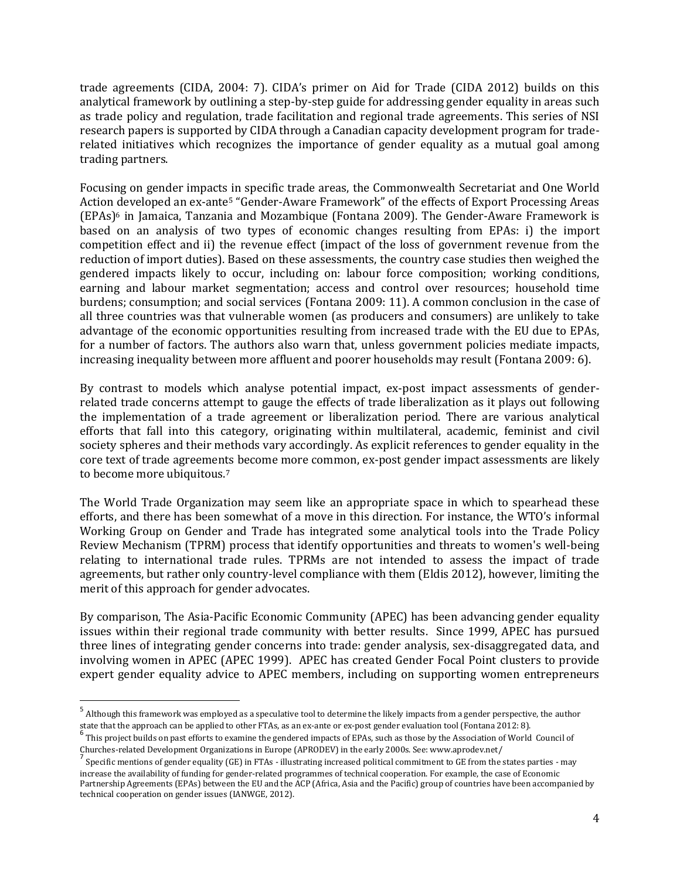trade agreements (CIDA, 2004: 7). CIDA's primer on Aid for Trade (CIDA 2012) builds on this analytical framework by outlining a step-by-step guide for addressing gender equality in areas such as trade policy and regulation, trade facilitation and regional trade agreements. This series of NSI research papers is supported by CIDA through a Canadian capacity development program for trade-related initiatives which recognizes the importance of gender equality as a mutual goal among trading partners.

Focusing on gender impacts in specific trade areas, the Commonwealth Secretariat and One World Action developed an ex-ante[5] "Gender-Aware Framework" of the effects of Export Processing Areas (EPAs)[6] in Jamaica, Tanzania and Mozambique (Fontana 2009). The Gender-Aware Framework is based on an analysis of two types of economic changes resulting from EPAs: i) the import competition effect and ii) the revenue effect (impact of the loss of government revenue from the reduction of import duties). Based on these assessments, the country case studies then weighed the gendered impacts likely to occur, including on: labour force composition; working conditions, earning and labour market segmentation; access and control over resources; household time burdens; consumption; and social services (Fontana 2009: 11). A common conclusion in the case of all three countries was that vulnerable women (as producers and consumers) are unlikely to take advantage of the economic opportunities resulting from increased trade with the EU due to EPAs, for a number of factors. The authors also warn that, unless government policies mediate impacts, increasing inequality between more affluent and poorer households may result (Fontana 2009: 6).

By contrast to models which analyse potential impact, ex-post impact assessments of gender-related trade concerns attempt to gauge the effects of trade liberalization as it plays out following the implementation of a trade agreement or liberalization period. There are various analytical efforts that fall into this category, originating within multilateral, academic, feminist and civil society spheres and their methods vary accordingly. As explicit references to gender equality in the core text of trade agreements become more common, ex-post gender impact assessments are likely to become more ubiquitous.[7]

The World Trade Organization may seem like an appropriate space in which to spearhead these efforts, and there has been somewhat of a move in this direction. For instance, the WTO's informal Working Group on Gender and Trade has integrated some analytical tools into the Trade Policy Review Mechanism (TPRM) process that identify opportunities and threats to women's well-being relating to international trade rules. TPRMs are not intended to assess the impact of trade agreements, but rather only country-level compliance with them (Eldis 2012), however, limiting the merit of this approach for gender advocates.

By comparison, The Asia-Pacific Economic Community (APEC) has been advancing gender equality issues within their regional trade community with better results. Since 1999, APEC has pursued three lines of integrating gender concerns into trade: gender analysis, sex-disaggregated data, and involving women in APEC (APEC 1999). APEC has created Gender Focal Point clusters to provide expert gender equality advice to APEC members, including on supporting women entrepreneurs

---

[5] Although this framework was employed as a speculative tool to determine the likely impacts from a gender perspective, the author state that the approach can be applied to other FTAs, as an ex-ante or ex-post gender evaluation tool (Fontana 2012: 8).

[6] This project builds on past efforts to examine the gendered impacts of EPAs, such as those by the Association of World Council of Churches-related Development Organizations in Europe (APRODEV) in the early 2000s. See: www.aprodev.net/

[7] Specific mentions of gender equality (GE) in FTAs - illustrating increased political commitment to GE from the states parties - may increase the availability of funding for gender-related programmes of technical cooperation. For example, the case of Economic Partnership Agreements (EPAs) between the EU and the ACP (Africa, Asia and the Pacific) group of countries have been accompanied by technical cooperation on gender issues (IANWGE, 2012).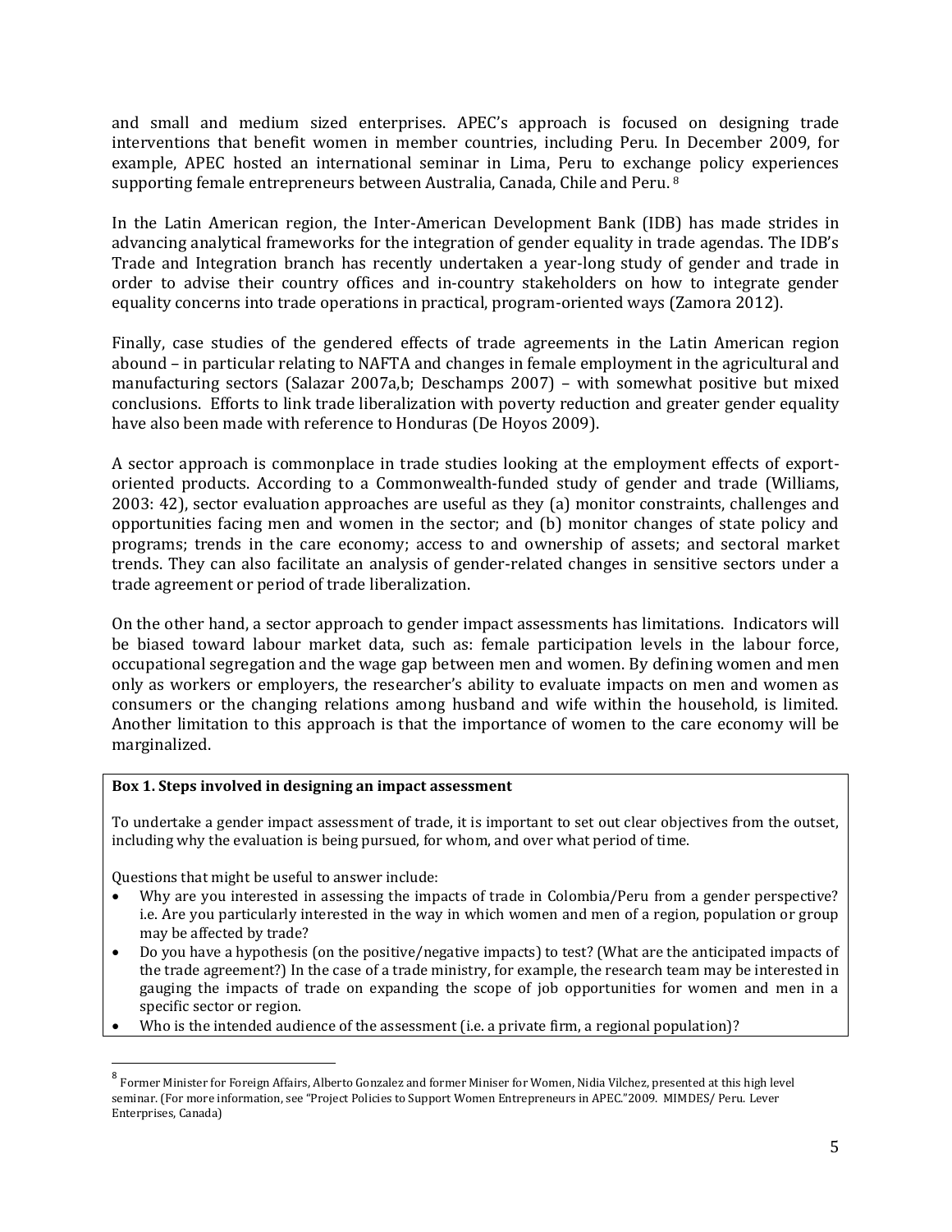and small and medium sized enterprises. APEC's approach is focused on designing trade interventions that benefit women in member countries, including Peru. In December 2009, for example, APEC hosted an international seminar in Lima, Peru to exchange policy experiences supporting female entrepreneurs between Australia, Canada, Chile and Peru. [8]

In the Latin American region, the Inter-American Development Bank (IDB) has made strides in advancing analytical frameworks for the integration of gender equality in trade agendas. The IDB's Trade and Integration branch has recently undertaken a year-long study of gender and trade in order to advise their country offices and in-country stakeholders on how to integrate gender equality concerns into trade operations in practical, program-oriented ways (Zamora 2012).

Finally, case studies of the gendered effects of trade agreements in the Latin American region abound – in particular relating to NAFTA and changes in female employment in the agricultural and manufacturing sectors (Salazar 2007a,b; Deschamps 2007) – with somewhat positive but mixed conclusions. Efforts to link trade liberalization with poverty reduction and greater gender equality have also been made with reference to Honduras (De Hoyos 2009).

A sector approach is commonplace in trade studies looking at the employment effects of export-oriented products. According to a Commonwealth-funded study of gender and trade (Williams, 2003: 42), sector evaluation approaches are useful as they (a) monitor constraints, challenges and opportunities facing men and women in the sector; and (b) monitor changes of state policy and programs; trends in the care economy; access to and ownership of assets; and sectoral market trends. They can also facilitate an analysis of gender-related changes in sensitive sectors under a trade agreement or period of trade liberalization.

On the other hand, a sector approach to gender impact assessments has limitations. Indicators will be biased toward labour market data, such as: female participation levels in the labour force, occupational segregation and the wage gap between men and women. By defining women and men only as workers or employers, the researcher's ability to evaluate impacts on men and women as consumers or the changing relations among husband and wife within the household, is limited. Another limitation to this approach is that the importance of women to the care economy will be marginalized.

**Box 1. Steps involved in designing an impact assessment**

To undertake a gender impact assessment of trade, it is important to set out clear objectives from the outset, including why the evaluation is being pursued, for whom, and over what period of time.

Questions that might be useful to answer include:

- Why are you interested in assessing the impacts of trade in Colombia/Peru from a gender perspective? i.e. Are you particularly interested in the way in which women and men of a region, population or group may be affected by trade?
- Do you have a hypothesis (on the positive/negative impacts) to test? (What are the anticipated impacts of the trade agreement?) In the case of a trade ministry, for example, the research team may be interested in gauging the impacts of trade on expanding the scope of job opportunities for women and men in a specific sector or region.
- Who is the intended audience of the assessment (i.e. a private firm, a regional population)?

---

[8] Former Minister for Foreign Affairs, Alberto Gonzalez and former Miniser for Women, Nidia Vilchez, presented at this high level seminar. (For more information, see "Project Policies to Support Women Entrepreneurs in APEC."2009. MIMDES/ Peru. Lever Enterprises, Canada)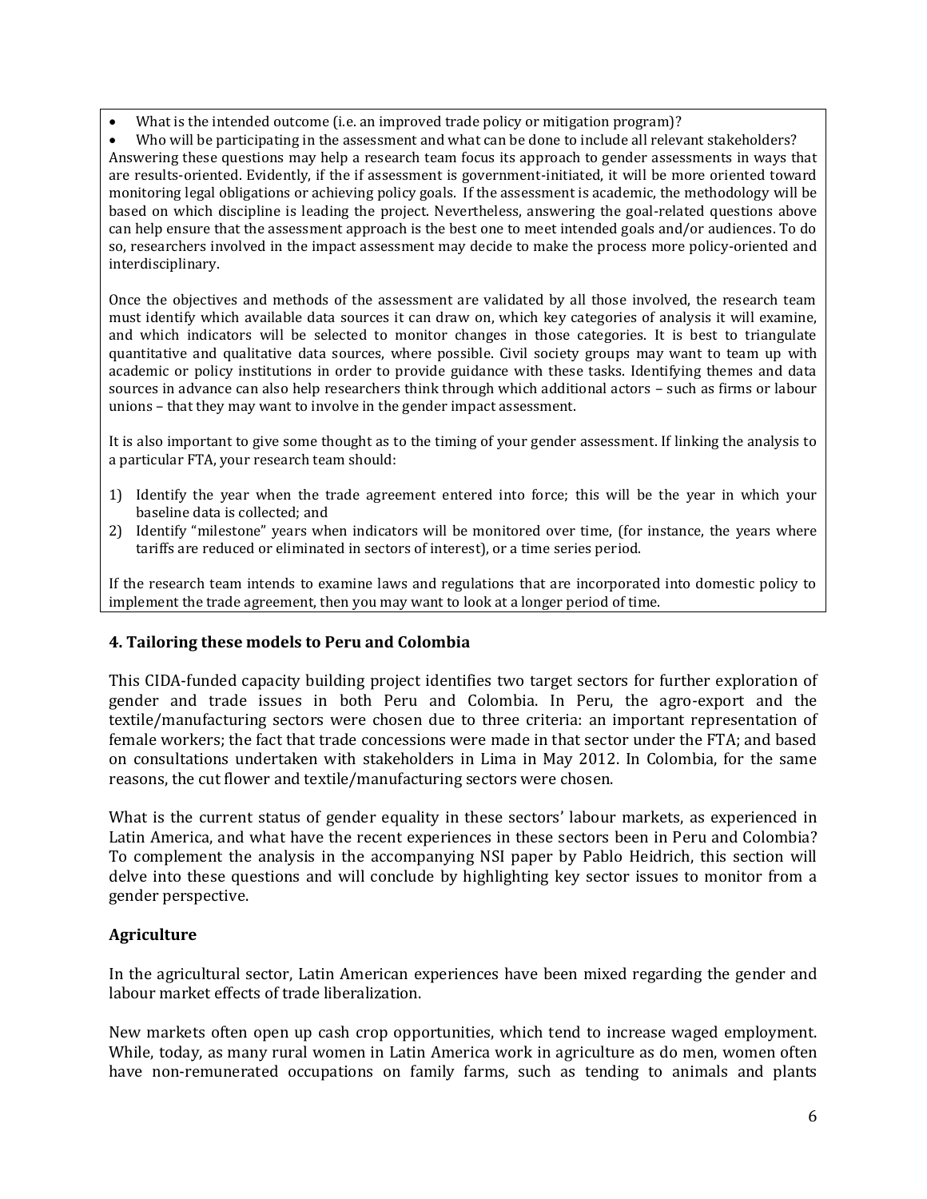- What is the intended outcome (i.e. an improved trade policy or mitigation program)?
- Who will be participating in the assessment and what can be done to include all relevant stakeholders?

Answering these questions may help a research team focus its approach to gender assessments in ways that are results-oriented. Evidently, if the if assessment is government-initiated, it will be more oriented toward monitoring legal obligations or achieving policy goals. If the assessment is academic, the methodology will be based on which discipline is leading the project. Nevertheless, answering the goal-related questions above can help ensure that the assessment approach is the best one to meet intended goals and/or audiences. To do so, researchers involved in the impact assessment may decide to make the process more policy-oriented and interdisciplinary.

Once the objectives and methods of the assessment are validated by all those involved, the research team must identify which available data sources it can draw on, which key categories of analysis it will examine, and which indicators will be selected to monitor changes in those categories. It is best to triangulate quantitative and qualitative data sources, where possible. Civil society groups may want to team up with academic or policy institutions in order to provide guidance with these tasks. Identifying themes and data sources in advance can also help researchers think through which additional actors – such as firms or labour unions – that they may want to involve in the gender impact assessment.

It is also important to give some thought as to the timing of your gender assessment. If linking the analysis to a particular FTA, your research team should:

1) Identify the year when the trade agreement entered into force; this will be the year in which your baseline data is collected; and
2) Identify "milestone" years when indicators will be monitored over time, (for instance, the years where tariffs are reduced or eliminated in sectors of interest), or a time series period.

If the research team intends to examine laws and regulations that are incorporated into domestic policy to implement the trade agreement, then you may want to look at a longer period of time.

## 4. Tailoring these models to Peru and Colombia

This CIDA-funded capacity building project identifies two target sectors for further exploration of gender and trade issues in both Peru and Colombia. In Peru, the agro-export and the textile/manufacturing sectors were chosen due to three criteria: an important representation of female workers; the fact that trade concessions were made in that sector under the FTA; and based on consultations undertaken with stakeholders in Lima in May 2012. In Colombia, for the same reasons, the cut flower and textile/manufacturing sectors were chosen.

What is the current status of gender equality in these sectors' labour markets, as experienced in Latin America, and what have the recent experiences in these sectors been in Peru and Colombia? To complement the analysis in the accompanying NSI paper by Pablo Heidrich, this section will delve into these questions and will conclude by highlighting key sector issues to monitor from a gender perspective.

### Agriculture

In the agricultural sector, Latin American experiences have been mixed regarding the gender and labour market effects of trade liberalization.

New markets often open up cash crop opportunities, which tend to increase waged employment. While, today, as many rural women in Latin America work in agriculture as do men, women often have non-remunerated occupations on family farms, such as tending to animals and plants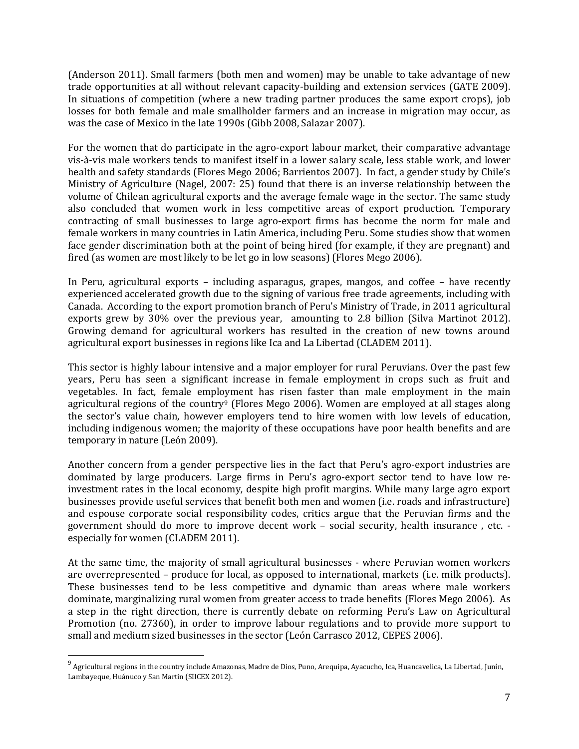(Anderson 2011). Small farmers (both men and women) may be unable to take advantage of new trade opportunities at all without relevant capacity-building and extension services (GATE 2009). In situations of competition (where a new trading partner produces the same export crops), job losses for both female and male smallholder farmers and an increase in migration may occur, as was the case of Mexico in the late 1990s (Gibb 2008, Salazar 2007).

For the women that do participate in the agro-export labour market, their comparative advantage vis-à-vis male workers tends to manifest itself in a lower salary scale, less stable work, and lower health and safety standards (Flores Mego 2006; Barrientos 2007). In fact, a gender study by Chile's Ministry of Agriculture (Nagel, 2007: 25) found that there is an inverse relationship between the volume of Chilean agricultural exports and the average female wage in the sector. The same study also concluded that women work in less competitive areas of export production. Temporary contracting of small businesses to large agro-export firms has become the norm for male and female workers in many countries in Latin America, including Peru. Some studies show that women face gender discrimination both at the point of being hired (for example, if they are pregnant) and fired (as women are most likely to be let go in low seasons) (Flores Mego 2006).

In Peru, agricultural exports – including asparagus, grapes, mangos, and coffee – have recently experienced accelerated growth due to the signing of various free trade agreements, including with Canada. According to the export promotion branch of Peru's Ministry of Trade, in 2011 agricultural exports grew by 30% over the previous year, amounting to 2.8 billion (Silva Martinot 2012). Growing demand for agricultural workers has resulted in the creation of new towns around agricultural export businesses in regions like Ica and La Libertad (CLADEM 2011).

This sector is highly labour intensive and a major employer for rural Peruvians. Over the past few years, Peru has seen a significant increase in female employment in crops such as fruit and vegetables. In fact, female employment has risen faster than male employment in the main agricultural regions of the country[9] (Flores Mego 2006). Women are employed at all stages along the sector's value chain, however employers tend to hire women with low levels of education, including indigenous women; the majority of these occupations have poor health benefits and are temporary in nature (León 2009).

Another concern from a gender perspective lies in the fact that Peru's agro-export industries are dominated by large producers. Large firms in Peru's agro-export sector tend to have low re-investment rates in the local economy, despite high profit margins. While many large agro export businesses provide useful services that benefit both men and women (i.e. roads and infrastructure) and espouse corporate social responsibility codes, critics argue that the Peruvian firms and the government should do more to improve decent work – social security, health insurance , etc. - especially for women (CLADEM 2011).

At the same time, the majority of small agricultural businesses - where Peruvian women workers are overrepresented – produce for local, as opposed to international, markets (i.e. milk products). These businesses tend to be less competitive and dynamic than areas where male workers dominate, marginalizing rural women from greater access to trade benefits (Flores Mego 2006). As a step in the right direction, there is currently debate on reforming Peru's Law on Agricultural Promotion (no. 27360), in order to improve labour regulations and to provide more support to small and medium sized businesses in the sector (León Carrasco 2012, CEPES 2006).

---

[9] Agricultural regions in the country include Amazonas, Madre de Dios, Puno, Arequipa, Ayacucho, Ica, Huancavelica, La Libertad, Junín, Lambayeque, Huánuco y San Martin (SIICEX 2012).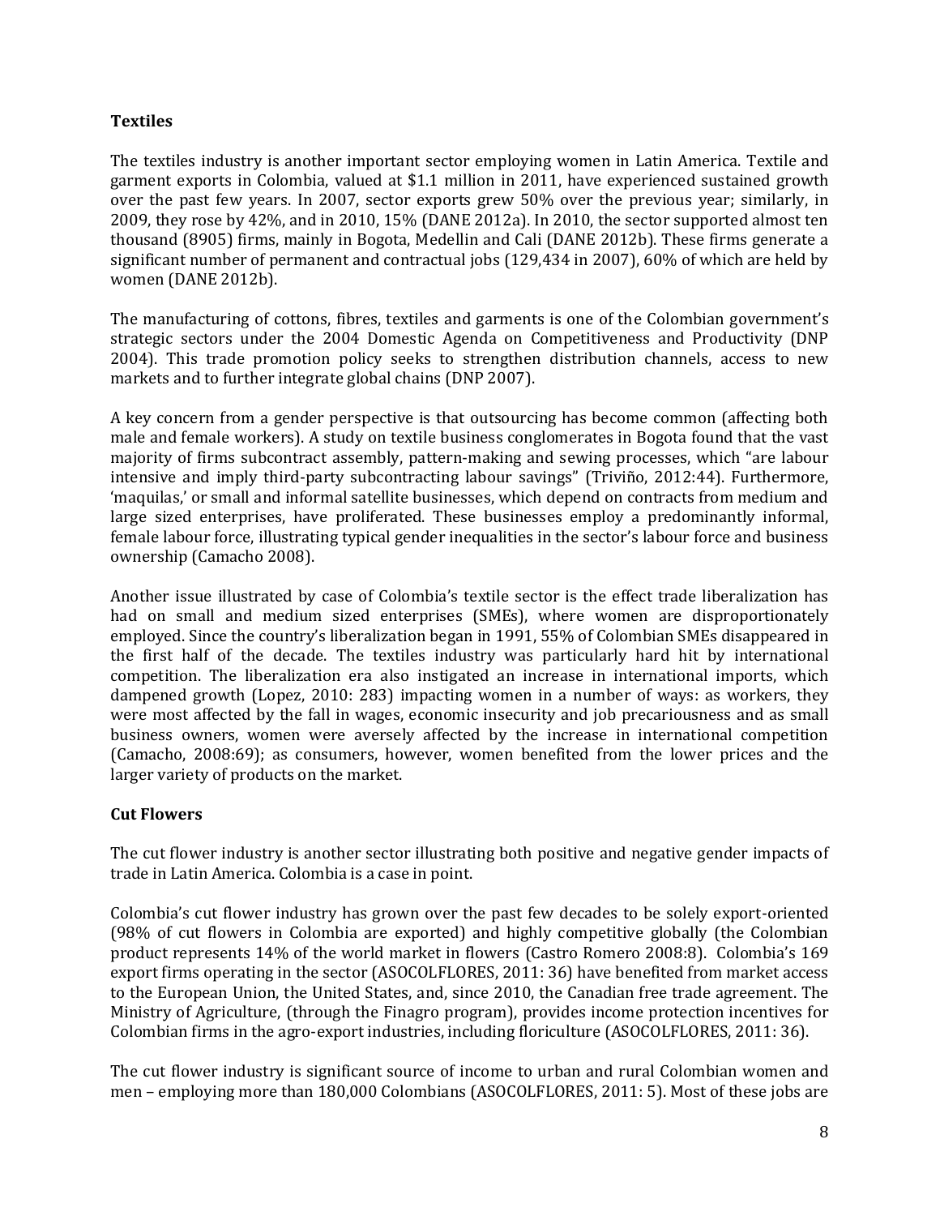**Textiles**

The textiles industry is another important sector employing women in Latin America. Textile and garment exports in Colombia, valued at $1.1 million in 2011, have experienced sustained growth over the past few years. In 2007, sector exports grew 50% over the previous year; similarly, in 2009, they rose by 42%, and in 2010, 15% (DANE 2012a). In 2010, the sector supported almost ten thousand (8905) firms, mainly in Bogota, Medellin and Cali (DANE 2012b). These firms generate a significant number of permanent and contractual jobs (129,434 in 2007), 60% of which are held by women (DANE 2012b).

The manufacturing of cottons, fibres, textiles and garments is one of the Colombian government's strategic sectors under the 2004 Domestic Agenda on Competitiveness and Productivity (DNP 2004). This trade promotion policy seeks to strengthen distribution channels, access to new markets and to further integrate global chains (DNP 2007).

A key concern from a gender perspective is that outsourcing has become common (affecting both male and female workers). A study on textile business conglomerates in Bogota found that the vast majority of firms subcontract assembly, pattern-making and sewing processes, which "are labour intensive and imply third-party subcontracting labour savings" (Triviño, 2012:44). Furthermore, 'maquilas,' or small and informal satellite businesses, which depend on contracts from medium and large sized enterprises, have proliferated. These businesses employ a predominantly informal, female labour force, illustrating typical gender inequalities in the sector's labour force and business ownership (Camacho 2008).

Another issue illustrated by case of Colombia's textile sector is the effect trade liberalization has had on small and medium sized enterprises (SMEs), where women are disproportionately employed. Since the country's liberalization began in 1991, 55% of Colombian SMEs disappeared in the first half of the decade. The textiles industry was particularly hard hit by international competition. The liberalization era also instigated an increase in international imports, which dampened growth (Lopez, 2010: 283) impacting women in a number of ways: as workers, they were most affected by the fall in wages, economic insecurity and job precariousness and as small business owners, women were aversely affected by the increase in international competition (Camacho, 2008:69); as consumers, however, women benefited from the lower prices and the larger variety of products on the market.

**Cut Flowers**

The cut flower industry is another sector illustrating both positive and negative gender impacts of trade in Latin America. Colombia is a case in point.

Colombia's cut flower industry has grown over the past few decades to be solely export-oriented (98% of cut flowers in Colombia are exported) and highly competitive globally (the Colombian product represents 14% of the world market in flowers (Castro Romero 2008:8). Colombia's 169 export firms operating in the sector (ASOCOLFLORES, 2011: 36) have benefited from market access to the European Union, the United States, and, since 2010, the Canadian free trade agreement. The Ministry of Agriculture, (through the Finagro program), provides income protection incentives for Colombian firms in the agro-export industries, including floriculture (ASOCOLFLORES, 2011: 36).

The cut flower industry is significant source of income to urban and rural Colombian women and men – employing more than 180,000 Colombians (ASOCOLFLORES, 2011: 5). Most of these jobs are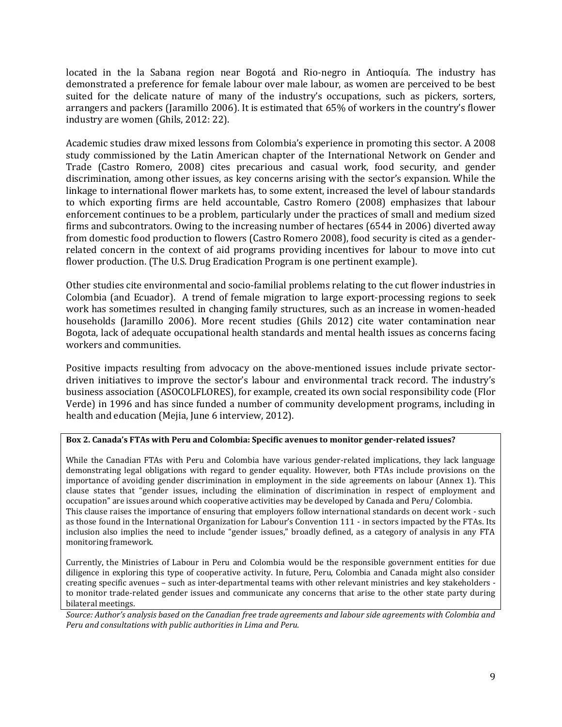located in the la Sabana region near Bogotá and Rio-negro in Antioquía. The industry has demonstrated a preference for female labour over male labour, as women are perceived to be best suited for the delicate nature of many of the industry's occupations, such as pickers, sorters, arrangers and packers (Jaramillo 2006). It is estimated that 65% of workers in the country's flower industry are women (Ghils, 2012: 22).

Academic studies draw mixed lessons from Colombia's experience in promoting this sector. A 2008 study commissioned by the Latin American chapter of the International Network on Gender and Trade (Castro Romero, 2008) cites precarious and casual work, food security, and gender discrimination, among other issues, as key concerns arising with the sector's expansion. While the linkage to international flower markets has, to some extent, increased the level of labour standards to which exporting firms are held accountable, Castro Romero (2008) emphasizes that labour enforcement continues to be a problem, particularly under the practices of small and medium sized firms and subcontrators. Owing to the increasing number of hectares (6544 in 2006) diverted away from domestic food production to flowers (Castro Romero 2008), food security is cited as a gender-related concern in the context of aid programs providing incentives for labour to move into cut flower production. (The U.S. Drug Eradication Program is one pertinent example).

Other studies cite environmental and socio-familial problems relating to the cut flower industries in Colombia (and Ecuador). A trend of female migration to large export-processing regions to seek work has sometimes resulted in changing family structures, such as an increase in women-headed households (Jaramillo 2006). More recent studies (Ghils 2012) cite water contamination near Bogota, lack of adequate occupational health standards and mental health issues as concerns facing workers and communities.

Positive impacts resulting from advocacy on the above-mentioned issues include private sector-driven initiatives to improve the sector's labour and environmental track record. The industry's business association (ASOCOLFLORES), for example, created its own social responsibility code (Flor Verde) in 1996 and has since funded a number of community development programs, including in health and education (Mejia, June 6 interview, 2012).

**Box 2. Canada's FTAs with Peru and Colombia: Specific avenues to monitor gender-related issues?**

While the Canadian FTAs with Peru and Colombia have various gender-related implications, they lack language demonstrating legal obligations with regard to gender equality. However, both FTAs include provisions on the importance of avoiding gender discrimination in employment in the side agreements on labour (Annex 1). This clause states that "gender issues, including the elimination of discrimination in respect of employment and occupation" are issues around which cooperative activities may be developed by Canada and Peru/ Colombia.
This clause raises the importance of ensuring that employers follow international standards on decent work - such as those found in the International Organization for Labour's Convention 111 - in sectors impacted by the FTAs. Its inclusion also implies the need to include "gender issues," broadly defined, as a category of analysis in any FTA monitoring framework.

Currently, the Ministries of Labour in Peru and Colombia would be the responsible government entities for due diligence in exploring this type of cooperative activity. In future, Peru, Colombia and Canada might also consider creating specific avenues – such as inter-departmental teams with other relevant ministries and key stakeholders - to monitor trade-related gender issues and communicate any concerns that arise to the other state party during bilateral meetings.

*Source: Author's analysis based on the Canadian free trade agreements and labour side agreements with Colombia and Peru and consultations with public authorities in Lima and Peru.*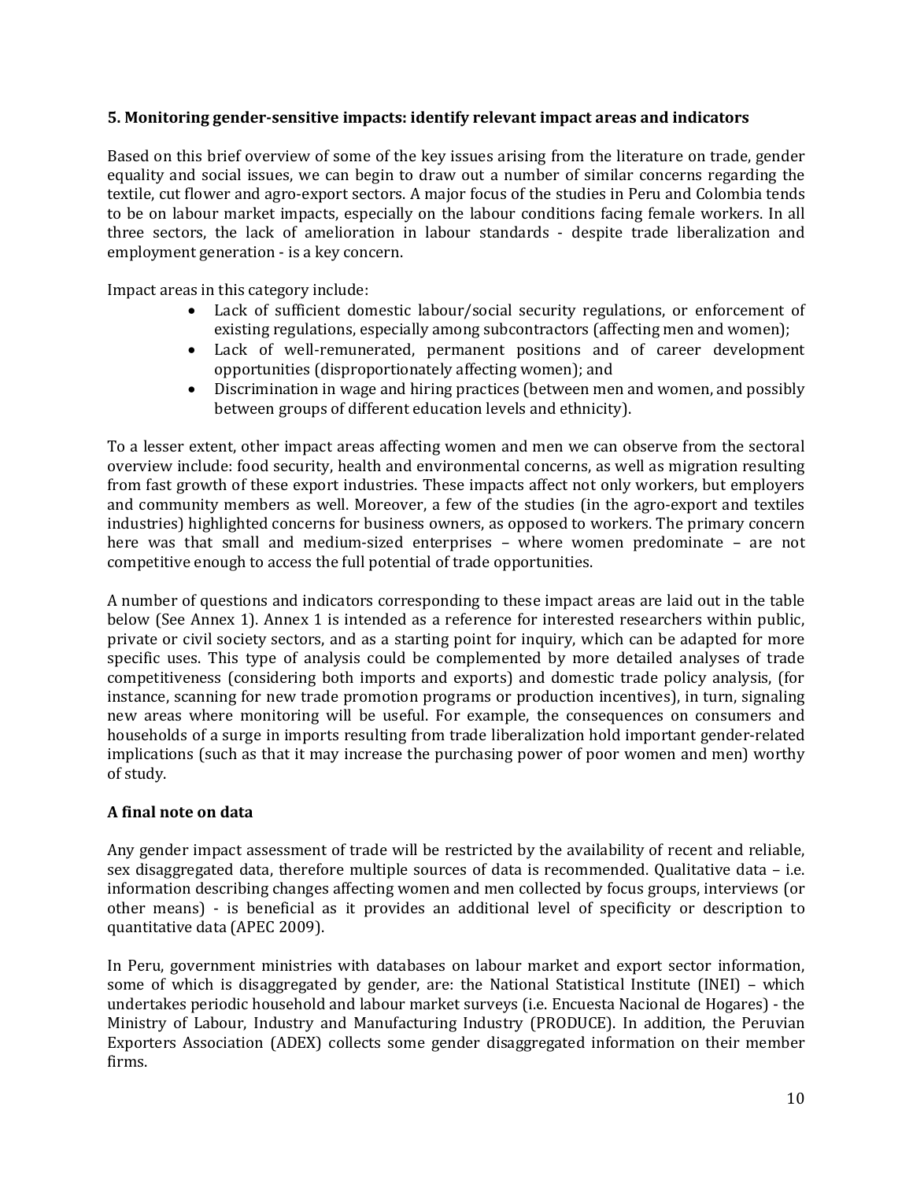## 5. Monitoring gender-sensitive impacts: identify relevant impact areas and indicators

Based on this brief overview of some of the key issues arising from the literature on trade, gender equality and social issues, we can begin to draw out a number of similar concerns regarding the textile, cut flower and agro-export sectors. A major focus of the studies in Peru and Colombia tends to be on labour market impacts, especially on the labour conditions facing female workers. In all three sectors, the lack of amelioration in labour standards - despite trade liberalization and employment generation - is a key concern.

Impact areas in this category include:

- Lack of sufficient domestic labour/social security regulations, or enforcement of existing regulations, especially among subcontractors (affecting men and women);
- Lack of well-remunerated, permanent positions and of career development opportunities (disproportionately affecting women); and
- Discrimination in wage and hiring practices (between men and women, and possibly between groups of different education levels and ethnicity).

To a lesser extent, other impact areas affecting women and men we can observe from the sectoral overview include: food security, health and environmental concerns, as well as migration resulting from fast growth of these export industries. These impacts affect not only workers, but employers and community members as well. Moreover, a few of the studies (in the agro-export and textiles industries) highlighted concerns for business owners, as opposed to workers. The primary concern here was that small and medium-sized enterprises – where women predominate – are not competitive enough to access the full potential of trade opportunities.

A number of questions and indicators corresponding to these impact areas are laid out in the table below (See Annex 1). Annex 1 is intended as a reference for interested researchers within public, private or civil society sectors, and as a starting point for inquiry, which can be adapted for more specific uses. This type of analysis could be complemented by more detailed analyses of trade competitiveness (considering both imports and exports) and domestic trade policy analysis, (for instance, scanning for new trade promotion programs or production incentives), in turn, signaling new areas where monitoring will be useful. For example, the consequences on consumers and households of a surge in imports resulting from trade liberalization hold important gender-related implications (such as that it may increase the purchasing power of poor women and men) worthy of study.

### A final note on data

Any gender impact assessment of trade will be restricted by the availability of recent and reliable, sex disaggregated data, therefore multiple sources of data is recommended. Qualitative data – i.e. information describing changes affecting women and men collected by focus groups, interviews (or other means) - is beneficial as it provides an additional level of specificity or description to quantitative data (APEC 2009).

In Peru, government ministries with databases on labour market and export sector information, some of which is disaggregated by gender, are: the National Statistical Institute (INEI) – which undertakes periodic household and labour market surveys (i.e. Encuesta Nacional de Hogares) - the Ministry of Labour, Industry and Manufacturing Industry (PRODUCE). In addition, the Peruvian Exporters Association (ADEX) collects some gender disaggregated information on their member firms.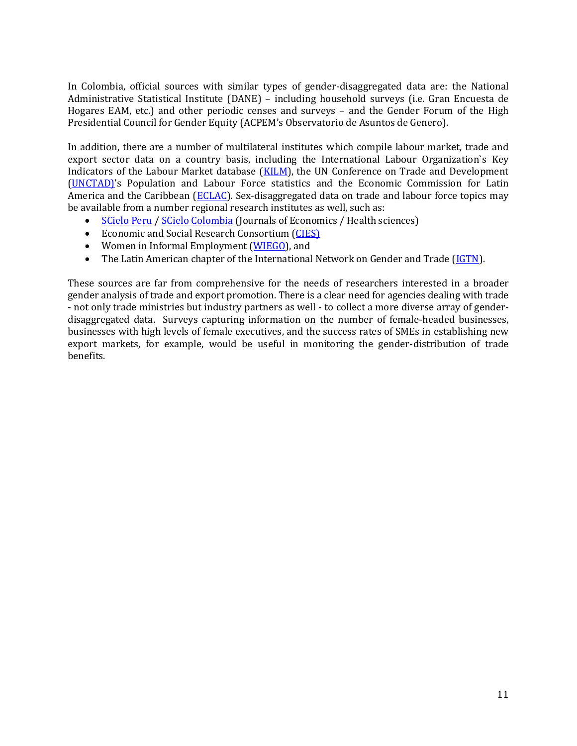In Colombia, official sources with similar types of gender-disaggregated data are: the National Administrative Statistical Institute (DANE) – including household surveys (i.e. Gran Encuesta de Hogares EAM, etc.) and other periodic censes and surveys – and the Gender Forum of the High Presidential Council for Gender Equity (ACPEM's Observatorio de Asuntos de Genero).

In addition, there are a number of multilateral institutes which compile labour market, trade and export sector data on a country basis, including the International Labour Organization`s Key Indicators of the Labour Market database (KILM), the UN Conference on Trade and Development (UNCTAD)'s Population and Labour Force statistics and the Economic Commission for Latin America and the Caribbean (ECLAC). Sex-disaggregated data on trade and labour force topics may be available from a number regional research institutes as well, such as:

- SCielo Peru / SCielo Colombia (Journals of Economics / Health sciences)
- Economic and Social Research Consortium (CIES)
- Women in Informal Employment (WIEGO), and
- The Latin American chapter of the International Network on Gender and Trade (IGTN).

These sources are far from comprehensive for the needs of researchers interested in a broader gender analysis of trade and export promotion. There is a clear need for agencies dealing with trade - not only trade ministries but industry partners as well - to collect a more diverse array of gender-disaggregated data. Surveys capturing information on the number of female-headed businesses, businesses with high levels of female executives, and the success rates of SMEs in establishing new export markets, for example, would be useful in monitoring the gender-distribution of trade benefits.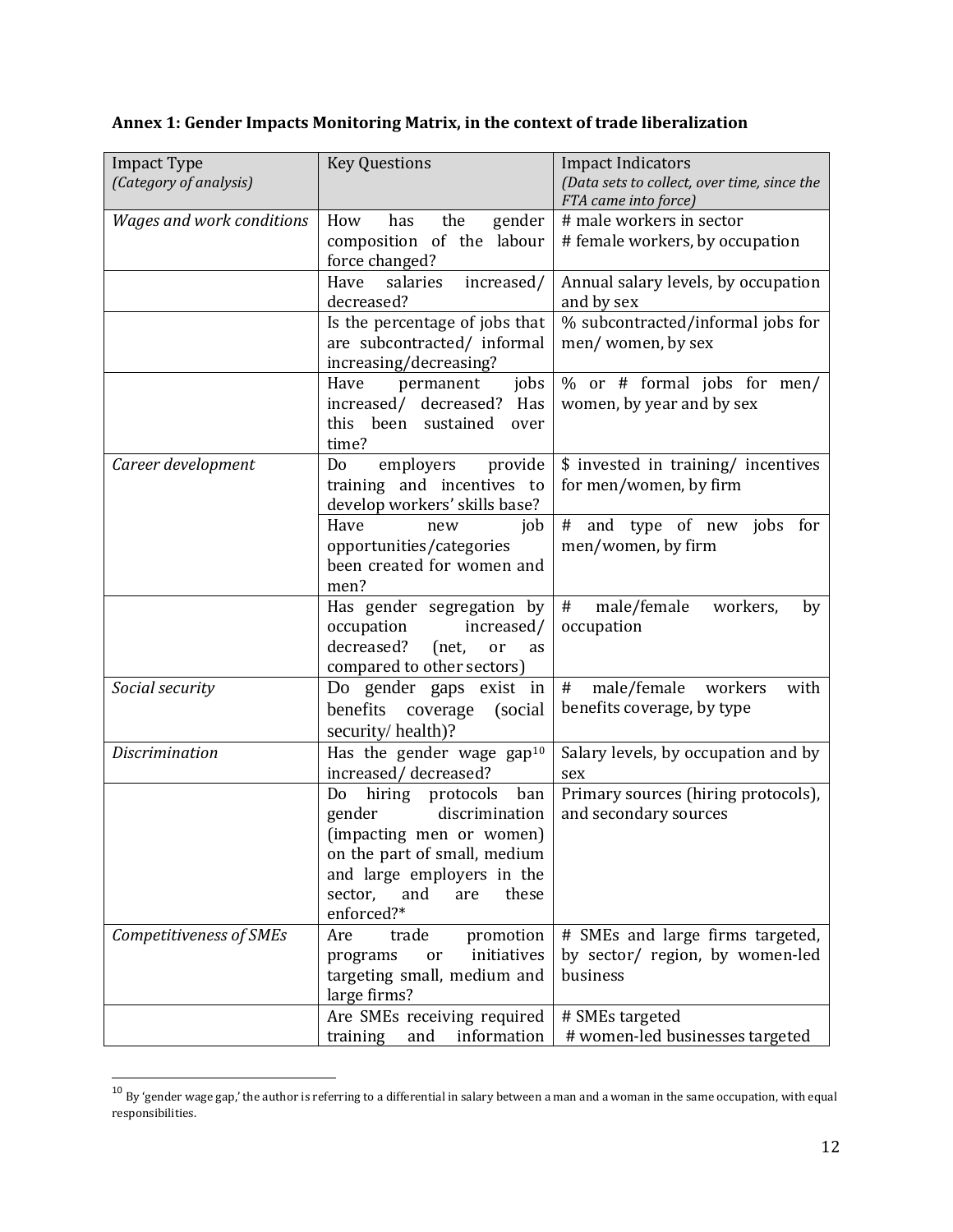**Annex 1: Gender Impacts Monitoring Matrix, in the context of trade liberalization**

| Impact Type *(Category of analysis)* | Key Questions | Impact Indicators *(Data sets to collect, over time, since the FTA came into force)* |
|---|---|---|
| *Wages and work conditions* | How has the gender composition of the labour force changed? | # male workers in sector<br># female workers, by occupation |
| | Have salaries increased/ decreased? | Annual salary levels, by occupation and by sex |
| | Is the percentage of jobs that are subcontracted/ informal increasing/decreasing? | % subcontracted/informal jobs for men/ women, by sex |
| | Have permanent jobs increased/ decreased? Has this been sustained over time? | % or # formal jobs for men/ women, by year and by sex |
| *Career development* | Do employers provide training and incentives to develop workers' skills base? | $ invested in training/ incentives for men/women, by firm |
| | Have new job opportunities/categories been created for women and men? | # and type of new jobs for men/women, by firm |
| | Has gender segregation by occupation increased/ decreased? (net, or as compared to other sectors) | # male/female workers, by occupation |
| *Social security* | Do gender gaps exist in benefits coverage (social security/ health)? | # male/female workers with benefits coverage, by type |
| *Discrimination* | Has the gender wage gap[10] increased/ decreased? | Salary levels, by occupation and by sex |
| | Do hiring protocols ban gender discrimination (impacting men or women) on the part of small, medium and large employers in the sector, and are these enforced?* | Primary sources (hiring protocols), and secondary sources |
| *Competitiveness of SMEs* | Are trade promotion programs or initiatives targeting small, medium and large firms? | # SMEs and large firms targeted, by sector/ region, by women-led business |
| | Are SMEs receiving required training and information | # SMEs targeted<br># women-led businesses targeted |

[10] By 'gender wage gap,' the author is referring to a differential in salary between a man and a woman in the same occupation, with equal responsibilities.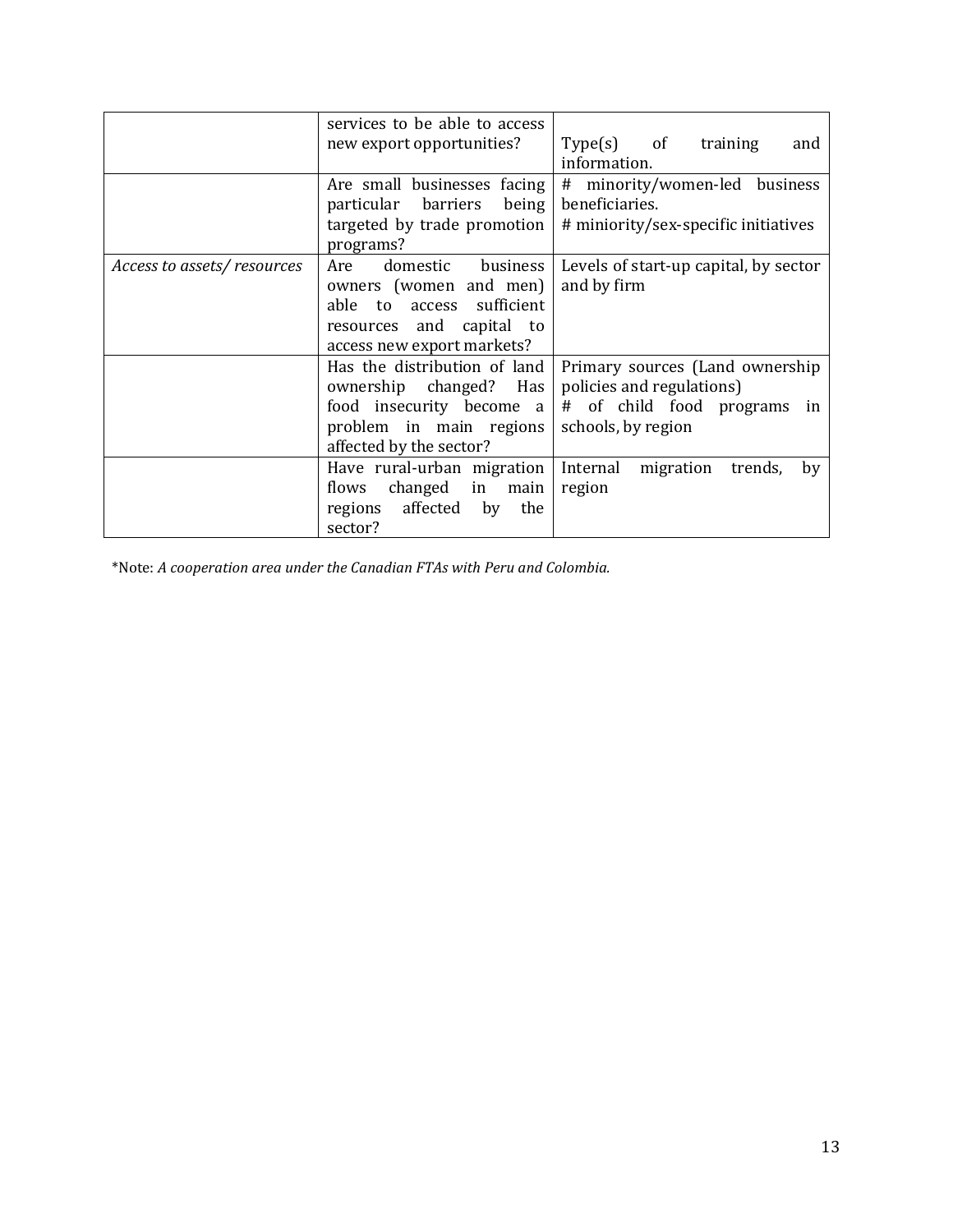| | | |
|---|---|---|
| | services to be able to access new export opportunities? | Type(s) of training and information. |
| | Are small businesses facing particular barriers being targeted by trade promotion programs? | # minority/women-led business beneficiaries.<br># miniority/sex-specific initiatives |
| *Access to assets/ resources* | Are domestic business owners (women and men) able to access sufficient resources and capital to access new export markets? | Levels of start-up capital, by sector and by firm |
| | Has the distribution of land ownership changed? Has food insecurity become a problem in main regions affected by the sector? | Primary sources (Land ownership policies and regulations)<br># of child food programs in schools, by region |
| | Have rural-urban migration flows changed in main regions affected by the sector? | Internal migration trends, by region |

*Note: *A cooperation area under the Canadian FTAs with Peru and Colombia.*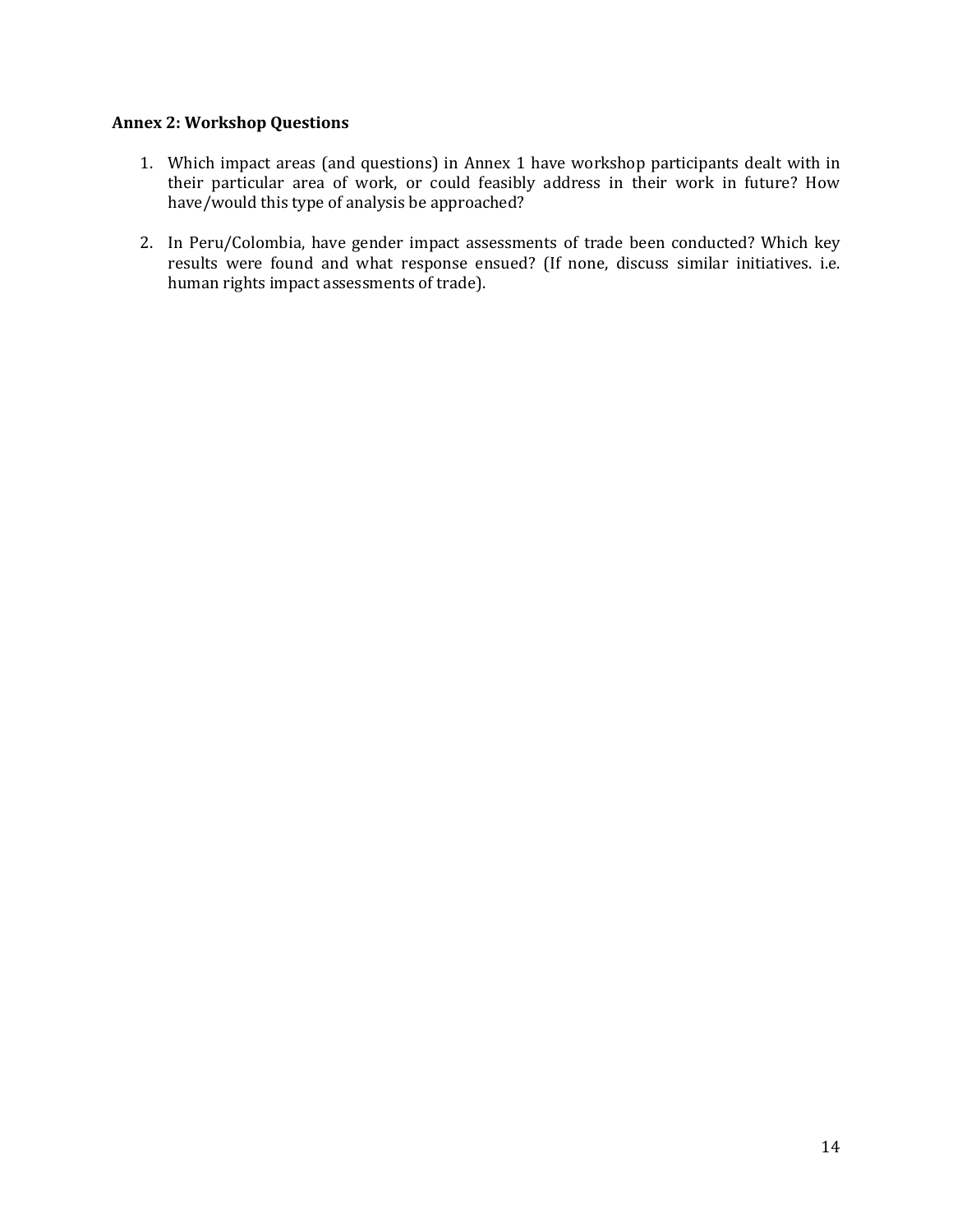**Annex 2: Workshop Questions**

1. Which impact areas (and questions) in Annex 1 have workshop participants dealt with in their particular area of work, or could feasibly address in their work in future? How have/would this type of analysis be approached?

2. In Peru/Colombia, have gender impact assessments of trade been conducted? Which key results were found and what response ensued? (If none, discuss similar initiatives. i.e. human rights impact assessments of trade).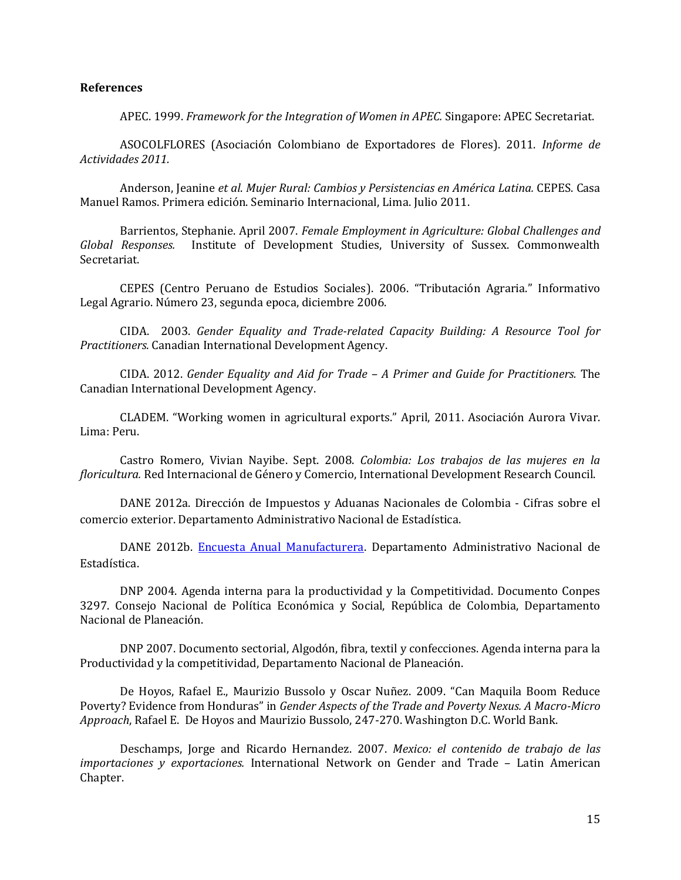**References**

APEC. 1999. *Framework for the Integration of Women in APEC.* Singapore: APEC Secretariat.

ASOCOLFLORES (Asociación Colombiano de Exportadores de Flores). 2011. *Informe de Actividades 2011.*

Anderson, Jeanine *et al*. *Mujer Rural: Cambios y Persistencias en América Latina.* CEPES. Casa Manuel Ramos. Primera edición. Seminario Internacional, Lima. Julio 2011.

Barrientos, Stephanie. April 2007. *Female Employment in Agriculture: Global Challenges and Global Responses.* Institute of Development Studies, University of Sussex. Commonwealth Secretariat.

CEPES (Centro Peruano de Estudios Sociales). 2006. "Tributación Agraria." Informativo Legal Agrario. Número 23, segunda epoca, diciembre 2006.

CIDA. 2003. *Gender Equality and Trade-related Capacity Building: A Resource Tool for Practitioners.* Canadian International Development Agency.

CIDA. 2012. *Gender Equality and Aid for Trade – A Primer and Guide for Practitioners.* The Canadian International Development Agency.

CLADEM. "Working women in agricultural exports." April, 2011. Asociación Aurora Vivar. Lima: Peru.

Castro Romero, Vivian Nayibe. Sept. 2008. *Colombia: Los trabajos de las mujeres en la floricultura.* Red Internacional de Género y Comercio, International Development Research Council.

DANE 2012a. Dirección de Impuestos y Aduanas Nacionales de Colombia - Cifras sobre el comercio exterior. Departamento Administrativo Nacional de Estadística.

DANE 2012b. Encuesta Anual Manufacturera. Departamento Administrativo Nacional de Estadística.

DNP 2004. Agenda interna para la productividad y la Competitividad. Documento Conpes 3297. Consejo Nacional de Política Económica y Social, República de Colombia, Departamento Nacional de Planeación.

DNP 2007. Documento sectorial, Algodón, fibra, textil y confecciones. Agenda interna para la Productividad y la competitividad, Departamento Nacional de Planeación.

De Hoyos, Rafael E., Maurizio Bussolo y Oscar Nuñez. 2009. "Can Maquila Boom Reduce Poverty? Evidence from Honduras" in *Gender Aspects of the Trade and Poverty Nexus. A Macro-Micro Approach*, Rafael E. De Hoyos and Maurizio Bussolo, 247-270. Washington D.C. World Bank.

Deschamps, Jorge and Ricardo Hernandez. 2007. *Mexico: el contenido de trabajo de las importaciones y exportaciones.* International Network on Gender and Trade – Latin American Chapter.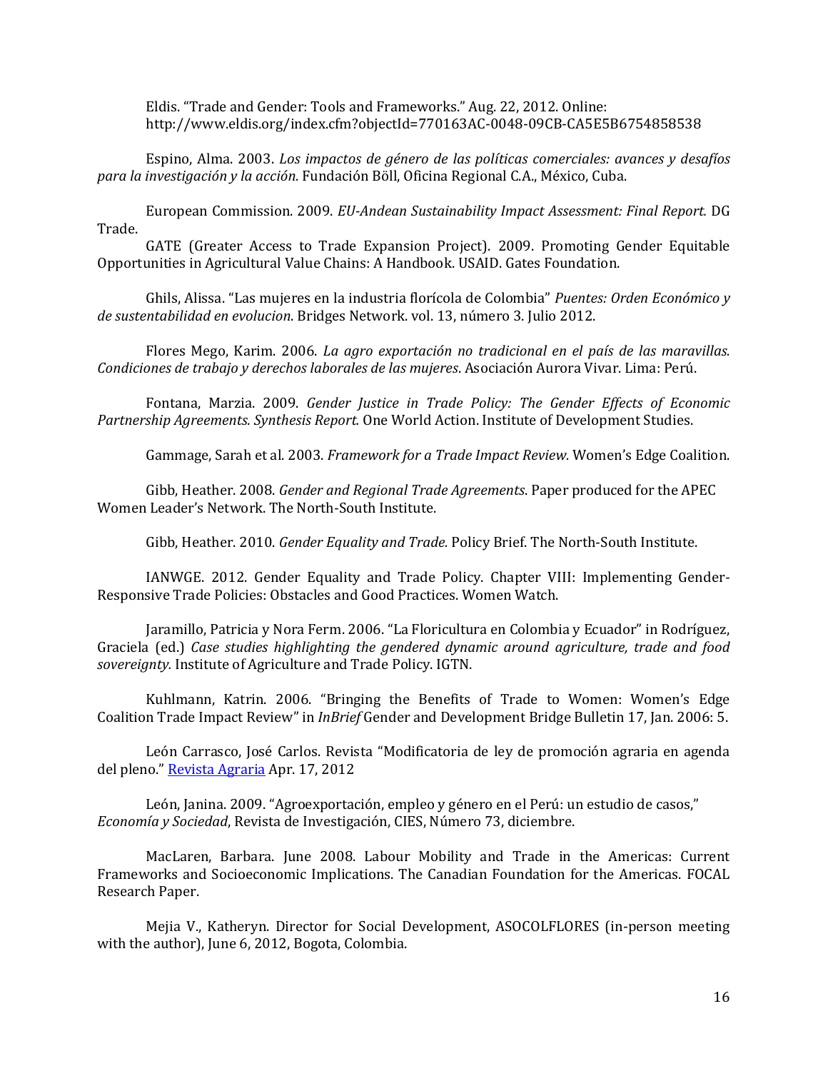Eldis. "Trade and Gender: Tools and Frameworks." Aug. 22, 2012. Online: http://www.eldis.org/index.cfm?objectId=770163AC-0048-09CB-CA5E5B6754858538

Espino, Alma. 2003. *Los impactos de género de las políticas comerciales: avances y desafíos para la investigación y la acción.* Fundación Böll, Oficina Regional C.A., México, Cuba.

European Commission. 2009. *EU-Andean Sustainability Impact Assessment: Final Report.* DG Trade.

GATE (Greater Access to Trade Expansion Project). 2009. Promoting Gender Equitable Opportunities in Agricultural Value Chains: A Handbook. USAID. Gates Foundation.

Ghils, Alissa. "Las mujeres en la industria florícola de Colombia" *Puentes: Orden Económico y de sustentabilidad en evolucion*. Bridges Network. vol. 13, número 3. Julio 2012.

Flores Mego, Karim. 2006. *La agro exportación no tradicional en el país de las maravillas. Condiciones de trabajo y derechos laborales de las mujeres*. Asociación Aurora Vivar. Lima: Perú.

Fontana, Marzia. 2009. *Gender Justice in Trade Policy: The Gender Effects of Economic Partnership Agreements. Synthesis Report.* One World Action. Institute of Development Studies.

Gammage, Sarah et al. 2003. *Framework for a Trade Impact Review.* Women's Edge Coalition.

Gibb, Heather. 2008. *Gender and Regional Trade Agreements*. Paper produced for the APEC Women Leader's Network. The North-South Institute.

Gibb, Heather. 2010. *Gender Equality and Trade.* Policy Brief. The North-South Institute.

IANWGE. 2012. Gender Equality and Trade Policy. Chapter VIII: Implementing Gender-Responsive Trade Policies: Obstacles and Good Practices. Women Watch.

Jaramillo, Patricia y Nora Ferm. 2006. "La Floricultura en Colombia y Ecuador" in Rodríguez, Graciela (ed.) *Case studies highlighting the gendered dynamic around agriculture, trade and food sovereignty.* Institute of Agriculture and Trade Policy. IGTN.

Kuhlmann, Katrin. 2006. "Bringing the Benefits of Trade to Women: Women's Edge Coalition Trade Impact Review" in *InBrief* Gender and Development Bridge Bulletin 17, Jan. 2006: 5.

León Carrasco, José Carlos. Revista "Modificatoria de ley de promoción agraria en agenda del pleno." Revista Agraria Apr. 17, 2012

León, Janina. 2009. "Agroexportación, empleo y género en el Perú: un estudio de casos," *Economía y Sociedad*, Revista de Investigación, CIES, Número 73, diciembre.

MacLaren, Barbara. June 2008. Labour Mobility and Trade in the Americas: Current Frameworks and Socioeconomic Implications. The Canadian Foundation for the Americas. FOCAL Research Paper.

Mejia V., Katheryn. Director for Social Development, ASOCOLFLORES (in-person meeting with the author), June 6, 2012, Bogota, Colombia.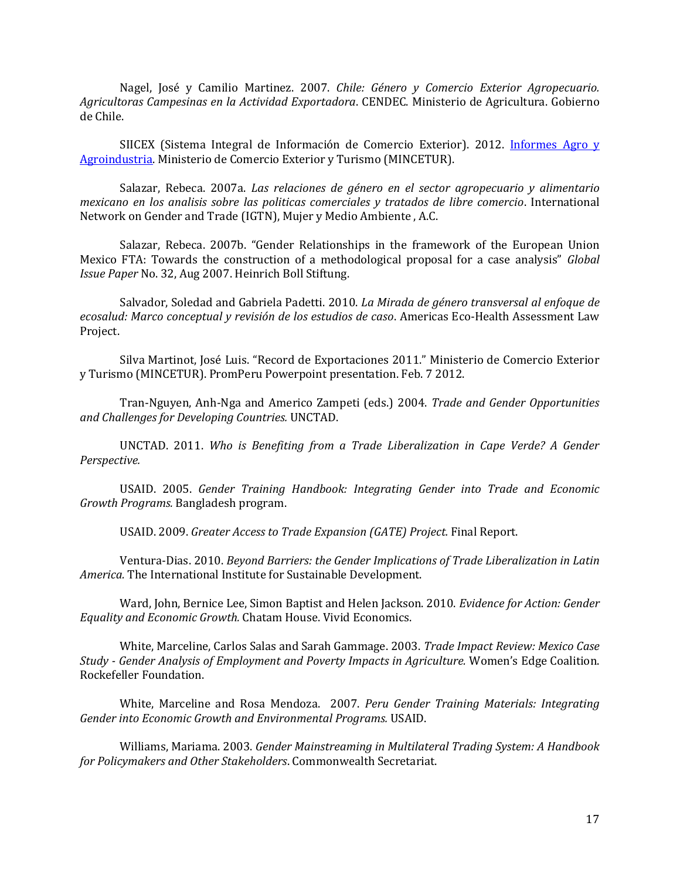Nagel, José y Camilio Martinez. 2007. *Chile: Género y Comercio Exterior Agropecuario. Agricultoras Campesinas en la Actividad Exportadora*. CENDEC. Ministerio de Agricultura. Gobierno de Chile.

SIICEX (Sistema Integral de Información de Comercio Exterior). 2012. Informes Agro y Agroindustria. Ministerio de Comercio Exterior y Turismo (MINCETUR).

Salazar, Rebeca. 2007a. *Las relaciones de género en el sector agropecuario y alimentario mexicano en los analisis sobre las politicas comerciales y tratados de libre comercio*. International Network on Gender and Trade (IGTN), Mujer y Medio Ambiente , A.C.

Salazar, Rebeca. 2007b. "Gender Relationships in the framework of the European Union Mexico FTA: Towards the construction of a methodological proposal for a case analysis" *Global Issue Paper* No. 32, Aug 2007. Heinrich Boll Stiftung.

Salvador, Soledad and Gabriela Padetti. 2010. *La Mirada de género transversal al enfoque de ecosalud: Marco conceptual y revisión de los estudios de caso*. Americas Eco-Health Assessment Law Project.

Silva Martinot, José Luis. "Record de Exportaciones 2011." Ministerio de Comercio Exterior y Turismo (MINCETUR). PromPeru Powerpoint presentation. Feb. 7 2012.

Tran-Nguyen, Anh-Nga and Americo Zampeti (eds.) 2004. *Trade and Gender Opportunities and Challenges for Developing Countries.* UNCTAD.

UNCTAD. 2011. *Who is Benefiting from a Trade Liberalization in Cape Verde? A Gender Perspective.*

USAID. 2005. *Gender Training Handbook: Integrating Gender into Trade and Economic Growth Programs.* Bangladesh program.

USAID. 2009. *Greater Access to Trade Expansion (GATE) Project.* Final Report.

Ventura-Dias. 2010. *Beyond Barriers: the Gender Implications of Trade Liberalization in Latin America.* The International Institute for Sustainable Development.

Ward, John, Bernice Lee, Simon Baptist and Helen Jackson. 2010. *Evidence for Action: Gender Equality and Economic Growth.* Chatam House. Vivid Economics.

White, Marceline, Carlos Salas and Sarah Gammage. 2003. *Trade Impact Review: Mexico Case Study - Gender Analysis of Employment and Poverty Impacts in Agriculture.* Women's Edge Coalition. Rockefeller Foundation.

White, Marceline and Rosa Mendoza. 2007. *Peru Gender Training Materials: Integrating Gender into Economic Growth and Environmental Programs.* USAID.

Williams, Mariama. 2003. *Gender Mainstreaming in Multilateral Trading System: A Handbook for Policymakers and Other Stakeholders*. Commonwealth Secretariat.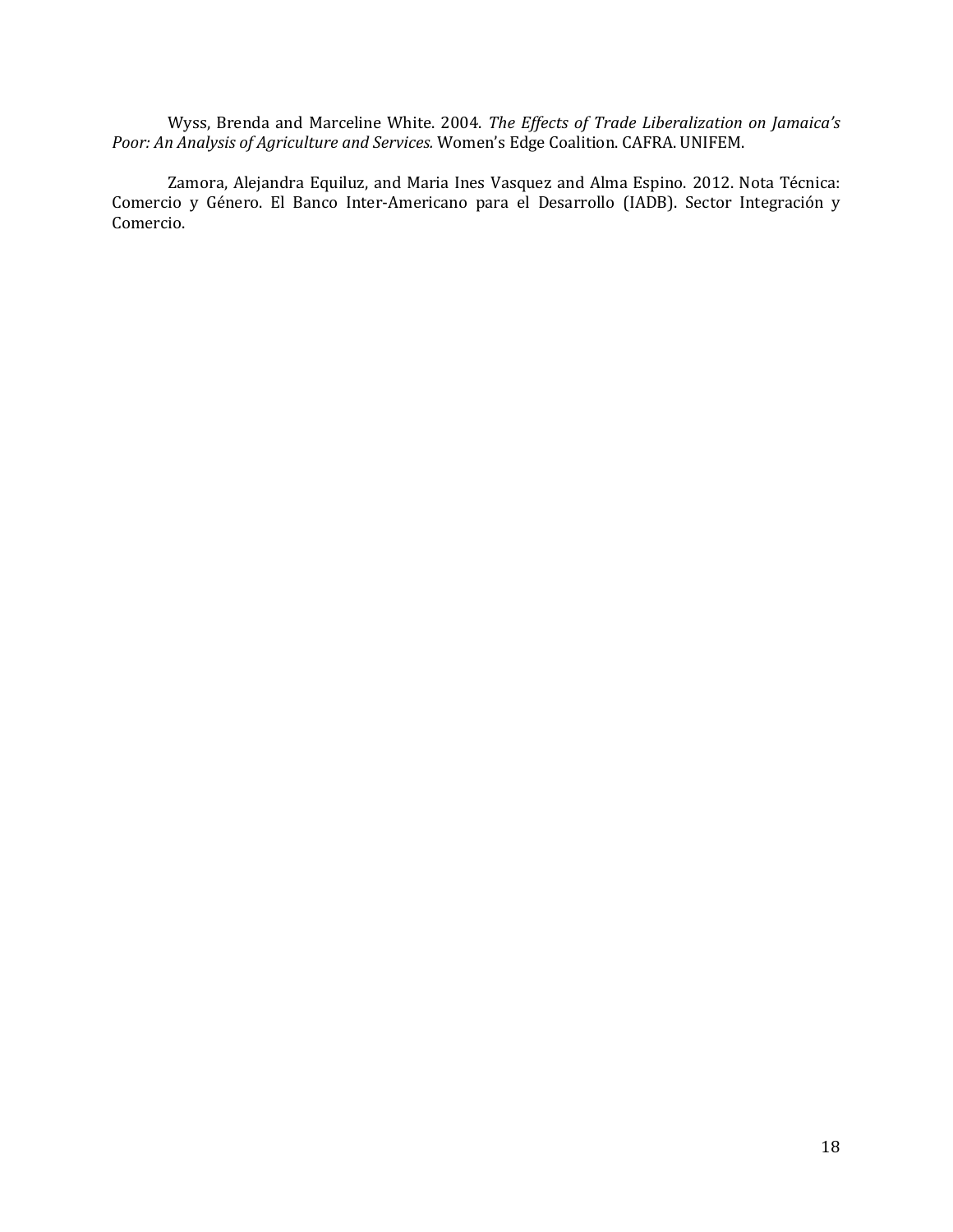Wyss, Brenda and Marceline White. 2004. *The Effects of Trade Liberalization on Jamaica's Poor: An Analysis of Agriculture and Services.* Women's Edge Coalition. CAFRA. UNIFEM.

Zamora, Alejandra Equiluz, and Maria Ines Vasquez and Alma Espino. 2012. Nota Técnica: Comercio y Género. El Banco Inter-Americano para el Desarrollo (IADB). Sector Integración y Comercio.